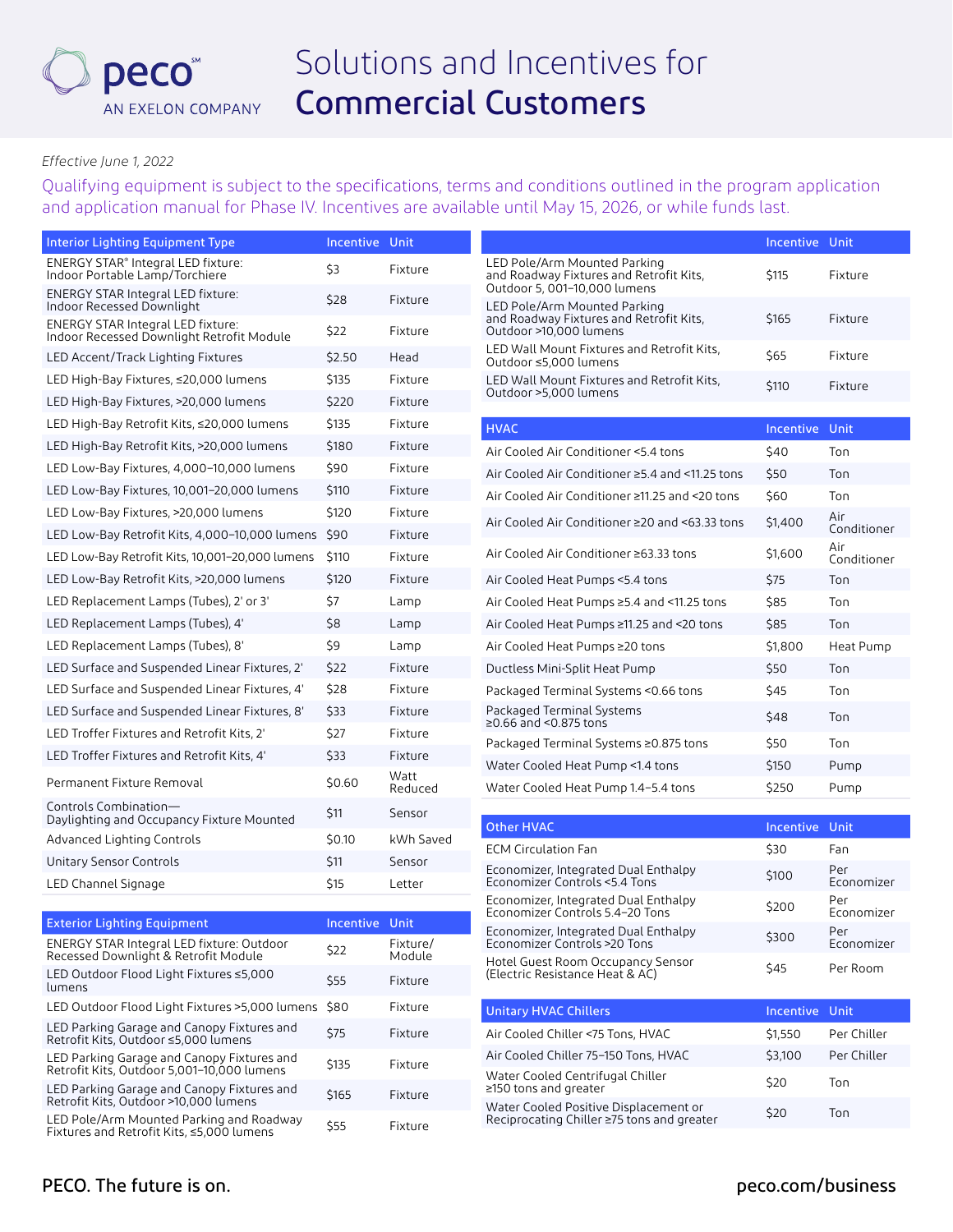# Solutions and Incentives for **Commercial Customers**

peco℠ AN EXELON COMPANY

*Effective June 1, 2022*

Qualifying equipment is subject to the specifications, terms and conditions outlined in the program application and application manual for Phase IV. Incentives are available until May 15, 2026, or while funds last.

| Interior Lighting Equipment Type | Incentive | Unit |
|---|---|---|
| ENERGY STAR® Integral LED fixture: Indoor Portable Lamp/Torchiere | $3 | Fixture |
| ENERGY STAR Integral LED fixture: Indoor Recessed Downlight | $28 | Fixture |
| ENERGY STAR Integral LED fixture: Indoor Recessed Downlight Retrofit Module | $22 | Fixture |
| LED Accent/Track Lighting Fixtures | $2.50 | Head |
| LED High-Bay Fixtures, ≤20,000 lumens | $135 | Fixture |
| LED High-Bay Fixtures, >20,000 lumens | $220 | Fixture |
| LED High-Bay Retrofit Kits, ≤20,000 lumens | $135 | Fixture |
| LED High-Bay Retrofit Kits, >20,000 lumens | $180 | Fixture |
| LED Low-Bay Fixtures, 4,000–10,000 lumens | $90 | Fixture |
| LED Low-Bay Fixtures, 10,001–20,000 lumens | $110 | Fixture |
| LED Low-Bay Fixtures, >20,000 lumens | $120 | Fixture |
| LED Low-Bay Retrofit Kits, 4,000–10,000 lumens | $90 | Fixture |
| LED Low-Bay Retrofit Kits, 10,001–20,000 lumens | $110 | Fixture |
| LED Low-Bay Retrofit Kits, >20,000 lumens | $120 | Fixture |
| LED Replacement Lamps (Tubes), 2' or 3' | $7 | Lamp |
| LED Replacement Lamps (Tubes), 4' | $8 | Lamp |
| LED Replacement Lamps (Tubes), 8' | $9 | Lamp |
| LED Surface and Suspended Linear Fixtures, 2' | $22 | Fixture |
| LED Surface and Suspended Linear Fixtures, 4' | $28 | Fixture |
| LED Surface and Suspended Linear Fixtures, 8' | $33 | Fixture |
| LED Troffer Fixtures and Retrofit Kits, 2' | $27 | Fixture |
| LED Troffer Fixtures and Retrofit Kits, 4' | $33 | Fixture |
| Permanent Fixture Removal | $0.60 | Watt Reduced |
| Controls Combination— Daylighting and Occupancy Fixture Mounted | $11 | Sensor |
| Advanced Lighting Controls | $0.10 | kWh Saved |
| Unitary Sensor Controls | $11 | Sensor |
| LED Channel Signage | $15 | Letter |

| Exterior Lighting Equipment | Incentive | Unit |
|---|---|---|
| ENERGY STAR Integral LED fixture: Outdoor Recessed Downlight & Retrofit Module | $22 | Fixture/ Module |
| LED Outdoor Flood Light Fixtures ≤5,000 lumens | $55 | Fixture |
| LED Outdoor Flood Light Fixtures >5,000 lumens | $80 | Fixture |
| LED Parking Garage and Canopy Fixtures and Retrofit Kits, Outdoor ≤5,000 lumens | $75 | Fixture |
| LED Parking Garage and Canopy Fixtures and Retrofit Kits, Outdoor 5,001–10,000 lumens | $135 | Fixture |
| LED Parking Garage and Canopy Fixtures and Retrofit Kits, Outdoor >10,000 lumens | $165 | Fixture |
| LED Pole/Arm Mounted Parking and Roadway Fixtures and Retrofit Kits, ≤5,000 lumens | $55 | Fixture |
| LED Pole/Arm Mounted Parking and Roadway Fixtures and Retrofit Kits, Outdoor 5, 001–10,000 lumens | $115 | Fixture |
| LED Pole/Arm Mounted Parking and Roadway Fixtures and Retrofit Kits, Outdoor >10,000 lumens | $165 | Fixture |
| LED Wall Mount Fixtures and Retrofit Kits, Outdoor ≤5,000 lumens | $65 | Fixture |
| LED Wall Mount Fixtures and Retrofit Kits, Outdoor >5,000 lumens | $110 | Fixture |

| HVAC | Incentive | Unit |
|---|---|---|
| Air Cooled Air Conditioner <5.4 tons | $40 | Ton |
| Air Cooled Air Conditioner ≥5.4 and <11.25 tons | $50 | Ton |
| Air Cooled Air Conditioner ≥11.25 and <20 tons | $60 | Ton |
| Air Cooled Air Conditioner ≥20 and <63.33 tons | $1,400 | Air Conditioner |
| Air Cooled Air Conditioner ≥63.33 tons | $1,600 | Air Conditioner |
| Air Cooled Heat Pumps <5.4 tons | $75 | Ton |
| Air Cooled Heat Pumps ≥5.4 and <11.25 tons | $85 | Ton |
| Air Cooled Heat Pumps ≥11.25 and <20 tons | $85 | Ton |
| Air Cooled Heat Pumps ≥20 tons | $1,800 | Heat Pump |
| Ductless Mini-Split Heat Pump | $50 | Ton |
| Packaged Terminal Systems <0.66 tons | $45 | Ton |
| Packaged Terminal Systems ≥0.66 and <0.875 tons | $48 | Ton |
| Packaged Terminal Systems ≥0.875 tons | $50 | Ton |
| Water Cooled Heat Pump <1.4 tons | $150 | Pump |
| Water Cooled Heat Pump 1.4–5.4 tons | $250 | Pump |

| Other HVAC | Incentive | Unit |
|---|---|---|
| ECM Circulation Fan | $30 | Fan |
| Economizer, Integrated Dual Enthalpy Economizer Controls <5.4 Tons | $100 | Per Economizer |
| Economizer, Integrated Dual Enthalpy Economizer Controls 5.4–20 Tons | $200 | Per Economizer |
| Economizer, Integrated Dual Enthalpy Economizer Controls >20 Tons | $300 | Per Economizer |
| Hotel Guest Room Occupancy Sensor (Electric Resistance Heat & AC) | $45 | Per Room |

| Unitary HVAC Chillers | Incentive | Unit |
|---|---|---|
| Air Cooled Chiller <75 Tons, HVAC | $1,550 | Per Chiller |
| Air Cooled Chiller 75–150 Tons, HVAC | $3,100 | Per Chiller |
| Water Cooled Centrifugal Chiller ≥150 tons and greater | $20 | Ton |
| Water Cooled Positive Displacement or Reciprocating Chiller ≥75 tons and greater | $20 | Ton |

PECO. The future is on.

peco.com/business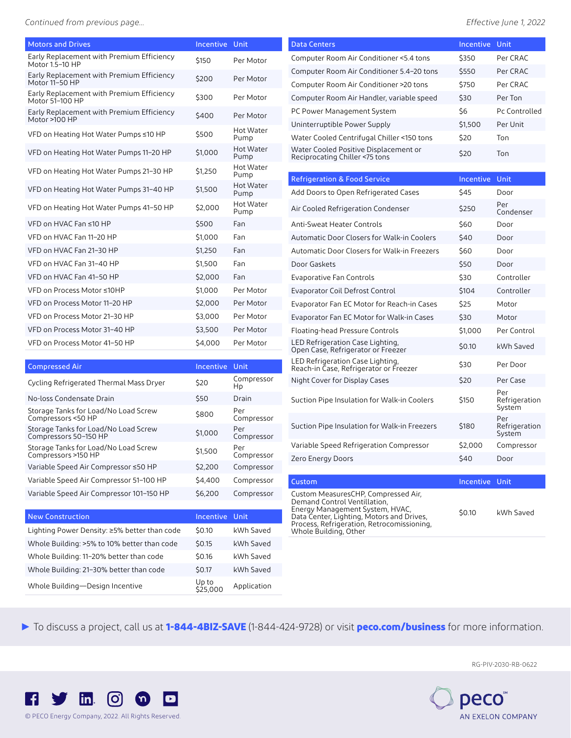*Continued from previous page...*

*Effective June 1, 2022*

| Motors and Drives | Incentive | Unit |
|---|---|---|
| Early Replacement with Premium Efficiency Motor 1.5–10 HP | $150 | Per Motor |
| Early Replacement with Premium Efficiency Motor 11–50 HP | $200 | Per Motor |
| Early Replacement with Premium Efficiency Motor 51–100 HP | $300 | Per Motor |
| Early Replacement with Premium Efficiency Motor >100 HP | $400 | Per Motor |
| VFD on Heating Hot Water Pumps ≤10 HP | $500 | Hot Water Pump |
| VFD on Heating Hot Water Pumps 11–20 HP | $1,000 | Hot Water Pump |
| VFD on Heating Hot Water Pumps 21–30 HP | $1,250 | Hot Water Pump |
| VFD on Heating Hot Water Pumps 31–40 HP | $1,500 | Hot Water Pump |
| VFD on Heating Hot Water Pumps 41–50 HP | $2,000 | Hot Water Pump |
| VFD on HVAC Fan ≤10 HP | $500 | Fan |
| VFD on HVAC Fan 11–20 HP | $1,000 | Fan |
| VFD on HVAC Fan 21–30 HP | $1,250 | Fan |
| VFD on HVAC Fan 31–40 HP | $1,500 | Fan |
| VFD on HVAC Fan 41–50 HP | $2,000 | Fan |
| VFD on Process Motor ≤10HP | $1,000 | Per Motor |
| VFD on Process Motor 11–20 HP | $2,000 | Per Motor |
| VFD on Process Motor 21–30 HP | $3,000 | Per Motor |
| VFD on Process Motor 31–40 HP | $3,500 | Per Motor |
| VFD on Process Motor 41–50 HP | $4,000 | Per Motor |

| Compressed Air | Incentive | Unit |
|---|---|---|
| Cycling Refrigerated Thermal Mass Dryer | $20 | Compressor Hp |
| No-loss Condensate Drain | $50 | Drain |
| Storage Tanks for Load/No Load Screw Compressors <50 HP | $800 | Per Compressor |
| Storage Tanks for Load/No Load Screw Compressors 50–150 HP | $1,000 | Per Compressor |
| Storage Tanks for Load/No Load Screw Compressors >150 HP | $1,500 | Per Compressor |
| Variable Speed Air Compressor ≤50 HP | $2,200 | Compressor |
| Variable Speed Air Compressor 51–100 HP | $4,400 | Compressor |
| Variable Speed Air Compressor 101–150 HP | $6,200 | Compressor |

| New Construction | Incentive | Unit |
|---|---|---|
| Lighting Power Density: ≥5% better than code | $0.10 | kWh Saved |
| Whole Building: >5% to 10% better than code | $0.15 | kWh Saved |
| Whole Building: 11–20% better than code | $0.16 | kWh Saved |
| Whole Building: 21–30% better than code | $0.17 | kWh Saved |
| Whole Building—Design Incentive | Up to $25,000 | Application |

| Data Centers | Incentive | Unit |
|---|---|---|
| Computer Room Air Conditioner <5.4 tons | $350 | Per CRAC |
| Computer Room Air Conditioner 5.4–20 tons | $550 | Per CRAC |
| Computer Room Air Conditioner >20 tons | $750 | Per CRAC |
| Computer Room Air Handler, variable speed | $30 | Per Ton |
| PC Power Management System | $6 | Pc Controlled |
| Uninterruptible Power Supply | $1,500 | Per Unit |
| Water Cooled Centrifugal Chiller <150 tons | $20 | Ton |
| Water Cooled Positive Displacement or Reciprocating Chiller <75 tons | $20 | Ton |

| Refrigeration & Food Service | Incentive | Unit |
|---|---|---|
| Add Doors to Open Refrigerated Cases | $45 | Door |
| Air Cooled Refrigeration Condenser | $250 | Per Condenser |
| Anti-Sweat Heater Controls | $60 | Door |
| Automatic Door Closers for Walk-in Coolers | $40 | Door |
| Automatic Door Closers for Walk-in Freezers | $60 | Door |
| Door Gaskets | $50 | Door |
| Evaporative Fan Controls | $30 | Controller |
| Evaporator Coil Defrost Control | $104 | Controller |
| Evaporator Fan EC Motor for Reach-in Cases | $25 | Motor |
| Evaporator Fan EC Motor for Walk-in Cases | $30 | Motor |
| Floating-head Pressure Controls | $1,000 | Per Control |
| LED Refrigeration Case Lighting, Open Case, Refrigerator or Freezer | $0.10 | kWh Saved |
| LED Refrigeration Case Lighting, Reach-in Case, Refrigerator or Freezer | $30 | Per Door |
| Night Cover for Display Cases | $20 | Per Case |
| Suction Pipe Insulation for Walk-in Coolers | $150 | Per Refrigeration System |
| Suction Pipe Insulation for Walk-in Freezers | $180 | Per Refrigeration System |
| Variable Speed Refrigeration Compressor | $2,000 | Compressor |
| Zero Energy Doors | $40 | Door |

| Custom | Incentive | Unit |
|---|---|---|
| Custom MeasuresCHP, Compressed Air, Demand Control Ventillation, Energy Management System, HVAC, Data Center, Lighting, Motors and Drives, Process, Refrigeration, Retrocomissioning, Whole Building, Other | $0.10 | kWh Saved |

▶ To discuss a project, call us at **1-844-4BIZ-SAVE** (1-844-424-9728) or visit **peco.com/business** for more information.

RG-PIV-2030-RB-0622

© PECO Energy Company, 2022. All Rights Reserved.

peco℠ AN EXELON COMPANY